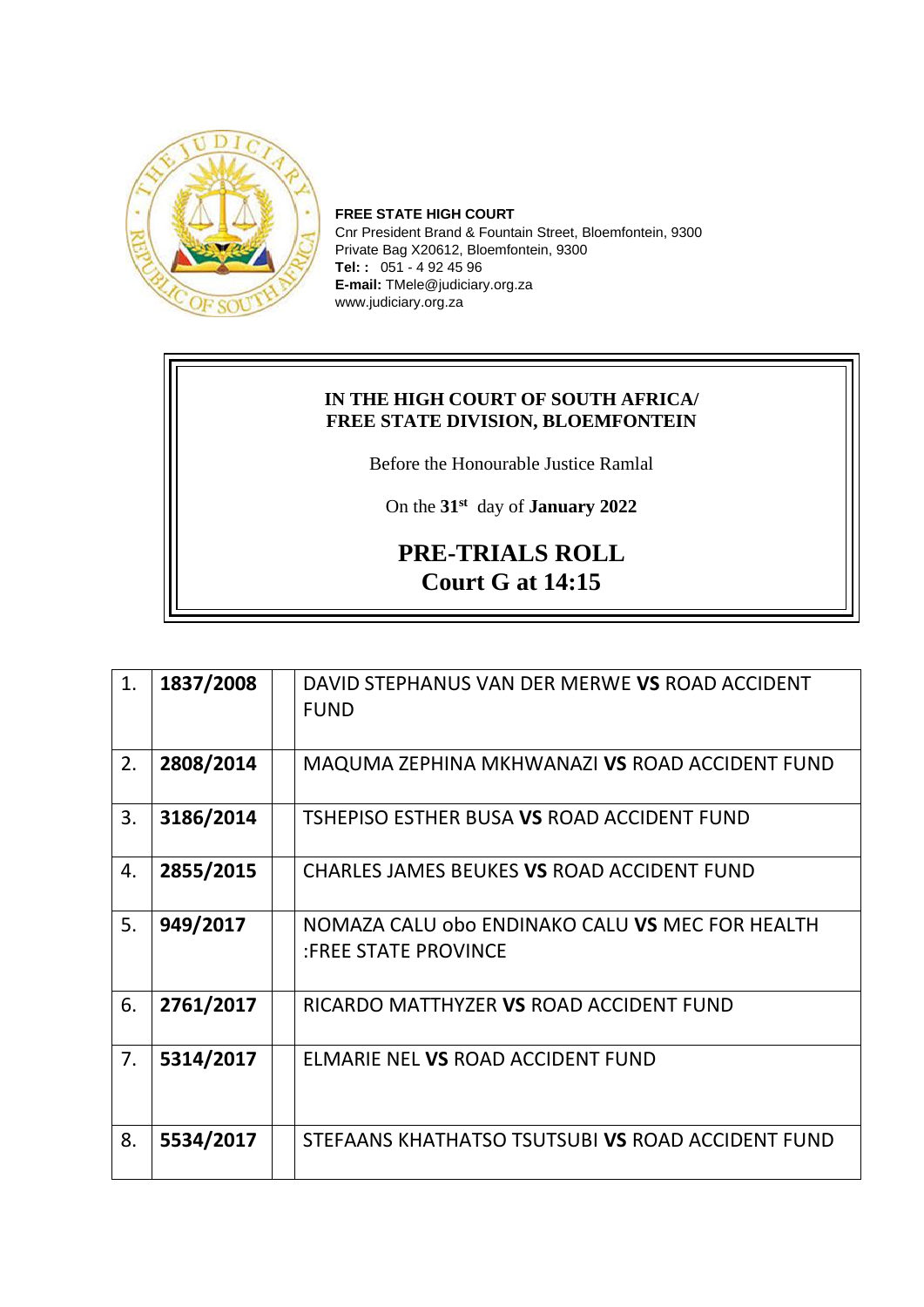**FREE STATE HIGH COURT**
Cnr President Brand & Fountain Street, Bloemfontein, 9300
Private Bag X20612, Bloemfontein, 9300
**Tel: :** 051 - 4 92 45 96
**E-mail:** TMele@judiciary.org.za
www.judiciary.org.za

**IN THE HIGH COURT OF SOUTH AFRICA/**
**FREE STATE DIVISION, BLOEMFONTEIN**

Before the Honourable Justice Ramlal

On the **31st** day of **January 2022**

## PRE-TRIALS ROLL
## Court G at 14:15

| | | | |
|---|---|---|---|
| 1. | **1837/2008** | | DAVID STEPHANUS VAN DER MERWE **VS** ROAD ACCIDENT FUND |
| 2. | **2808/2014** | | MAQUMA ZEPHINA MKHWANAZI **VS** ROAD ACCIDENT FUND |
| 3. | **3186/2014** | | TSHEPISO ESTHER BUSA **VS** ROAD ACCIDENT FUND |
| 4. | **2855/2015** | | CHARLES JAMES BEUKES **VS** ROAD ACCIDENT FUND |
| 5. | **949/2017** | | NOMAZA CALU obo ENDINAKO CALU **VS** MEC FOR HEALTH :FREE STATE PROVINCE |
| 6. | **2761/2017** | | RICARDO MATTHYZER **VS** ROAD ACCIDENT FUND |
| 7. | **5314/2017** | | ELMARIE NEL **VS** ROAD ACCIDENT FUND |
| 8. | **5534/2017** | | STEFAANS KHATHATSO TSUTSUBI **VS** ROAD ACCIDENT FUND |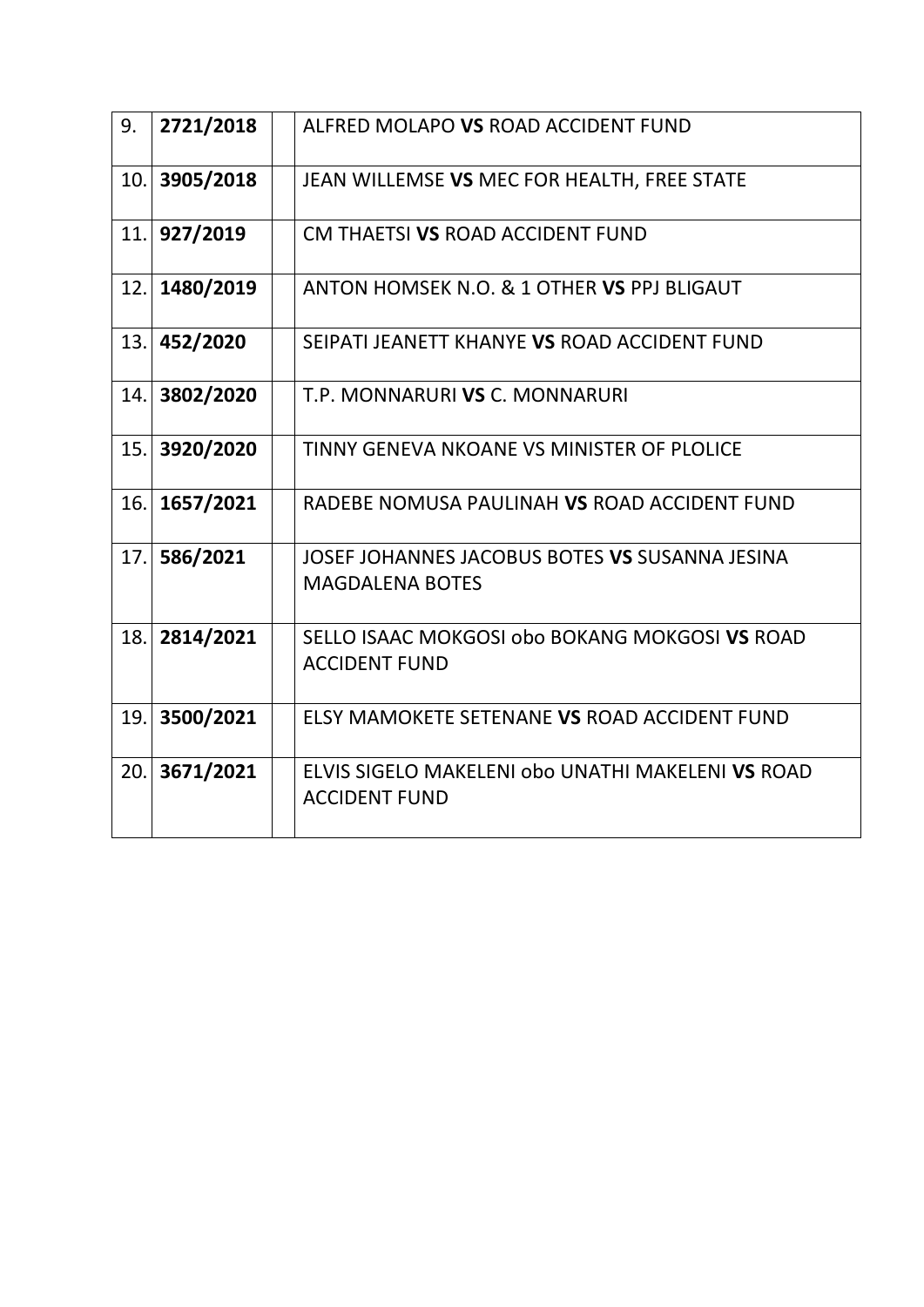| | | | |
|---|---|---|---|
| 9. | **2721/2018** | | ALFRED MOLAPO **VS** ROAD ACCIDENT FUND |
| 10. | **3905/2018** | | JEAN WILLEMSE **VS** MEC FOR HEALTH, FREE STATE |
| 11. | **927/2019** | | CM THAETSI **VS** ROAD ACCIDENT FUND |
| 12. | **1480/2019** | | ANTON HOMSEK N.O. & 1 OTHER **VS** PPJ BLIGAUT |
| 13. | **452/2020** | | SEIPATI JEANETT KHANYE **VS** ROAD ACCIDENT FUND |
| 14. | **3802/2020** | | T.P. MONNARURI **VS** C. MONNARURI |
| 15. | **3920/2020** | | TINNY GENEVA NKOANE VS MINISTER OF PLOLICE |
| 16. | **1657/2021** | | RADEBE NOMUSA PAULINAH **VS** ROAD ACCIDENT FUND |
| 17. | **586/2021** | | JOSEF JOHANNES JACOBUS BOTES **VS** SUSANNA JESINA MAGDALENA BOTES |
| 18. | **2814/2021** | | SELLO ISAAC MOKGOSI obo BOKANG MOKGOSI **VS** ROAD ACCIDENT FUND |
| 19. | **3500/2021** | | ELSY MAMOKETE SETENANE **VS** ROAD ACCIDENT FUND |
| 20. | **3671/2021** | | ELVIS SIGELO MAKELENI obo UNATHI MAKELENI **VS** ROAD ACCIDENT FUND |